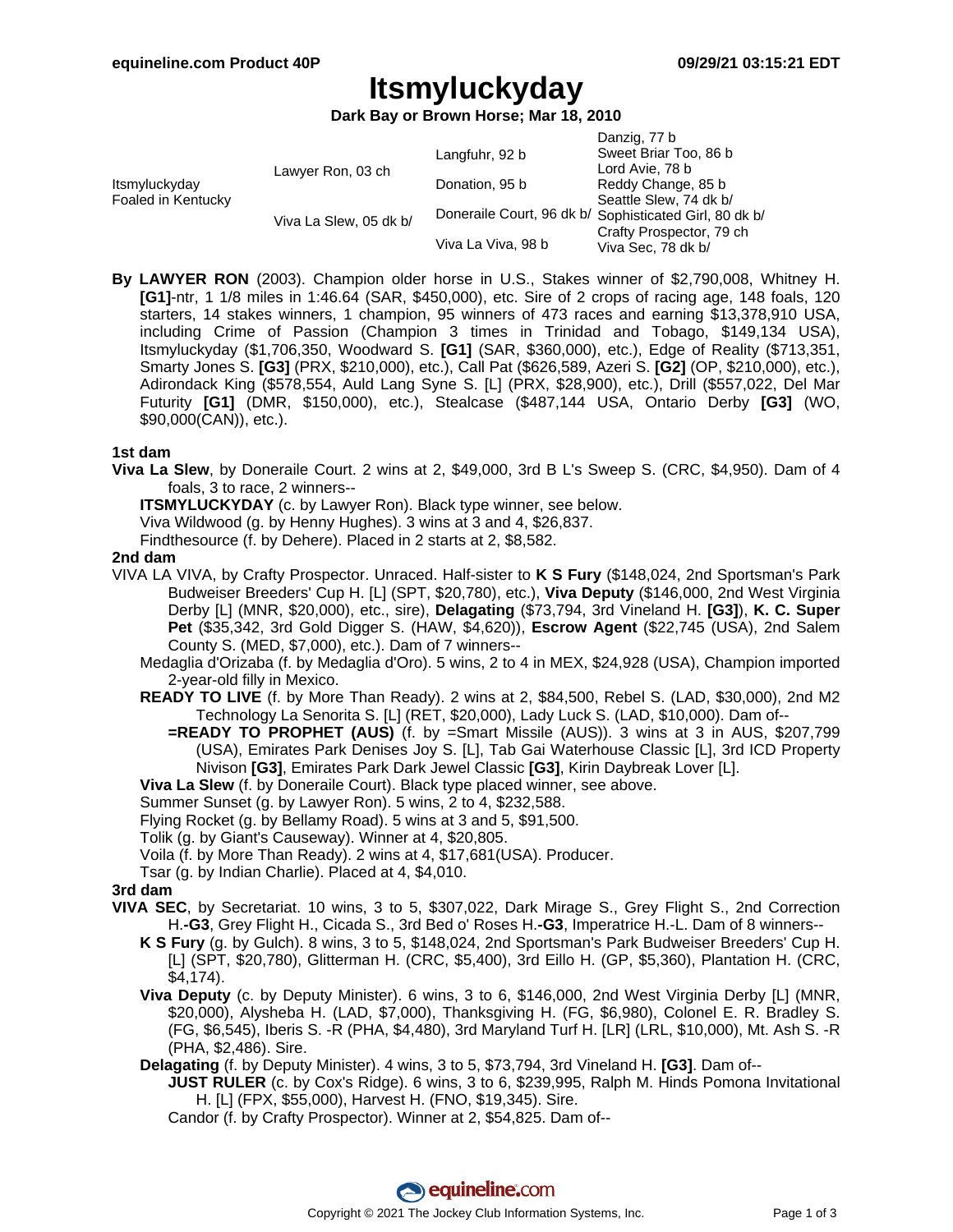# Itsmyluckyday

**Dark Bay or Brown Horse; Mar 18, 2010**

| | | | |
|---|---|---|---|
| Itsmyluckyday Foaled in Kentucky | Lawyer Ron, 03 ch | Langfuhr, 92 b | Danzig, 77 b |
| | | | Sweet Briar Too, 86 b |
| | | Donation, 95 b | Lord Avie, 78 b |
| | | | Reddy Change, 85 b |
| | Viva La Slew, 05 dk b/ | Doneraile Court, 96 dk b/ | Seattle Slew, 74 dk b/ |
| | | | Sophisticated Girl, 80 dk b/ |
| | | Viva La Viva, 98 b | Crafty Prospector, 79 ch |
| | | | Viva Sec, 78 dk b/ |

**By LAWYER RON** (2003). Champion older horse in U.S., Stakes winner of $2,790,008, Whitney H. **[G1]**-ntr, 1 1/8 miles in 1:46.64 (SAR, $450,000), etc. Sire of 2 crops of racing age, 148 foals, 120 starters, 14 stakes winners, 1 champion, 95 winners of 473 races and earning $13,378,910 USA, including Crime of Passion (Champion 3 times in Trinidad and Tobago, $149,134 USA), Itsmyluckyday ($1,706,350, Woodward S. **[G1]** (SAR, $360,000), etc.), Edge of Reality ($713,351, Smarty Jones S. **[G3]** (PRX, $210,000), etc.), Call Pat ($626,589, Azeri S. **[G2]** (OP, $210,000), etc.), Adirondack King ($578,554, Auld Lang Syne S. [L] (PRX, $28,900), etc.), Drill ($557,022, Del Mar Futurity **[G1]** (DMR, $150,000), etc.), Stealcase ($487,144 USA, Ontario Derby **[G3]** (WO, $90,000(CAN)), etc.).

### 1st dam

**Viva La Slew**, by Doneraile Court. 2 wins at 2, $49,000, 3rd B L's Sweep S. (CRC, $4,950). Dam of 4 foals, 3 to race, 2 winners--

- **ITSMYLUCKYDAY** (c. by Lawyer Ron). Black type winner, see below.
- Viva Wildwood (g. by Henny Hughes). 3 wins at 3 and 4, $26,837.
- Findthesource (f. by Dehere). Placed in 2 starts at 2, $8,582.

### 2nd dam

VIVA LA VIVA, by Crafty Prospector. Unraced. Half-sister to **K S Fury** ($148,024, 2nd Sportsman's Park Budweiser Breeders' Cup H. [L] (SPT, $20,780), etc.), **Viva Deputy** ($146,000, 2nd West Virginia Derby [L] (MNR, $20,000), etc., sire), **Delagating** ($73,794, 3rd Vineland H. **[G3]**), **K. C. Super Pet** ($35,342, 3rd Gold Digger S. (HAW, $4,620)), **Escrow Agent** ($22,745 (USA), 2nd Salem County S. (MED, $7,000), etc.). Dam of 7 winners--

- Medaglia d'Orizaba (f. by Medaglia d'Oro). 5 wins, 2 to 4 in MEX, $24,928 (USA), Champion imported 2-year-old filly in Mexico.
- **READY TO LIVE** (f. by More Than Ready). 2 wins at 2, $84,500, Rebel S. (LAD, $30,000), 2nd M2 Technology La Senorita S. [L] (RET, $20,000), Lady Luck S. (LAD, $10,000). Dam of--
  - **=READY TO PROPHET (AUS)** (f. by =Smart Missile (AUS)). 3 wins at 3 in AUS, $207,799 (USA), Emirates Park Denises Joy S. [L], Tab Gai Waterhouse Classic [L], 3rd ICD Property Nivison **[G3]**, Emirates Park Dark Jewel Classic **[G3]**, Kirin Daybreak Lover [L].
- **Viva La Slew** (f. by Doneraile Court). Black type placed winner, see above.
- Summer Sunset (g. by Lawyer Ron). 5 wins, 2 to 4, $232,588.
- Flying Rocket (g. by Bellamy Road). 5 wins at 3 and 5, $91,500.
- Tolik (g. by Giant's Causeway). Winner at 4, $20,805.
- Voila (f. by More Than Ready). 2 wins at 4, $17,681(USA). Producer.
- Tsar (g. by Indian Charlie). Placed at 4, $4,010.

### 3rd dam

**VIVA SEC**, by Secretariat. 10 wins, 3 to 5, $307,022, Dark Mirage S., Grey Flight S., 2nd Correction H.**-G3**, Grey Flight H., Cicada S., 3rd Bed o' Roses H.**-G3**, Imperatrice H.-L. Dam of 8 winners--

- **K S Fury** (g. by Gulch). 8 wins, 3 to 5, $148,024, 2nd Sportsman's Park Budweiser Breeders' Cup H. [L] (SPT, $20,780), Glitterman H. (CRC, $5,400), 3rd Eillo H. (GP, $5,360), Plantation H. (CRC, $4,174).
- **Viva Deputy** (c. by Deputy Minister). 6 wins, 3 to 6, $146,000, 2nd West Virginia Derby [L] (MNR, $20,000), Alysheba H. (LAD, $7,000), Thanksgiving H. (FG, $6,980), Colonel E. R. Bradley S. (FG, $6,545), Iberis S. -R (PHA, $4,480), 3rd Maryland Turf H. [LR] (LRL, $10,000), Mt. Ash S. -R (PHA, $2,486). Sire.
- **Delagating** (f. by Deputy Minister). 4 wins, 3 to 5, $73,794, 3rd Vineland H. **[G3]**. Dam of--
  - **JUST RULER** (c. by Cox's Ridge). 6 wins, 3 to 6, $239,995, Ralph M. Hinds Pomona Invitational H. [L] (FPX, $55,000), Harvest H. (FNO, $19,345). Sire.
  - Candor (f. by Crafty Prospector). Winner at 2, $54,825. Dam of--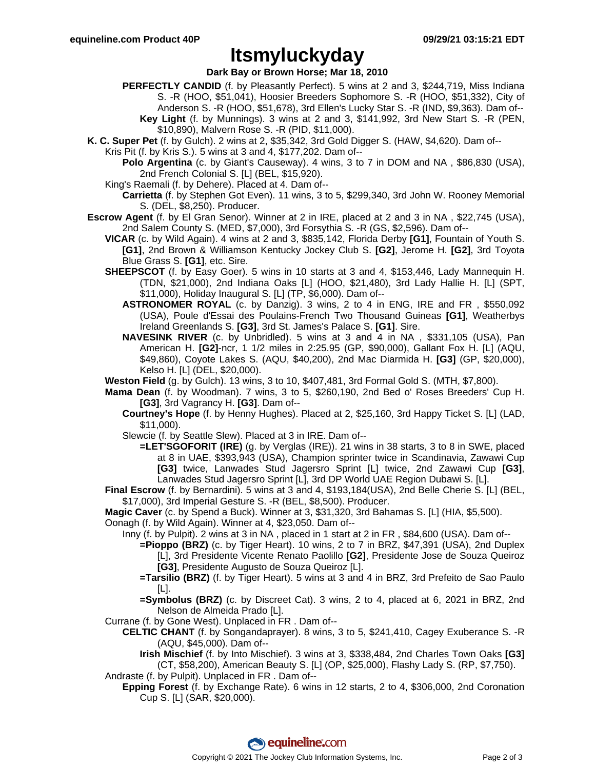# Itsmyluckyday

**Dark Bay or Brown Horse; Mar 18, 2010**

**PERFECTLY CANDID** (f. by Pleasantly Perfect). 5 wins at 2 and 3, $244,719, Miss Indiana S. -R (HOO, $51,041), Hoosier Breeders Sophomore S. -R (HOO, $51,332), City of Anderson S. -R (HOO, $51,678), 3rd Ellen's Lucky Star S. -R (IND, $9,363). Dam of--

**Key Light** (f. by Munnings). 3 wins at 2 and 3, $141,992, 3rd New Start S. -R (PEN, $10,890), Malvern Rose S. -R (PID, $11,000).

**K. C. Super Pet** (f. by Gulch). 2 wins at 2, $35,342, 3rd Gold Digger S. (HAW, $4,620). Dam of--

Kris Pit (f. by Kris S.). 5 wins at 3 and 4, $177,202. Dam of--

**Polo Argentina** (c. by Giant's Causeway). 4 wins, 3 to 7 in DOM and NA , $86,830 (USA), 2nd French Colonial S. [L] (BEL, $15,920).

King's Raemali (f. by Dehere). Placed at 4. Dam of--

**Carrietta** (f. by Stephen Got Even). 11 wins, 3 to 5, $299,340, 3rd John W. Rooney Memorial S. (DEL, $8,250). Producer.

**Escrow Agent** (f. by El Gran Senor). Winner at 2 in IRE, placed at 2 and 3 in NA , $22,745 (USA), 2nd Salem County S. (MED, $7,000), 3rd Forsythia S. -R (GS, $2,596). Dam of--

**VICAR** (c. by Wild Again). 4 wins at 2 and 3, $835,142, Florida Derby **[G1]**, Fountain of Youth S. **[G1]**, 2nd Brown & Williamson Kentucky Jockey Club S. **[G2]**, Jerome H. **[G2]**, 3rd Toyota Blue Grass S. **[G1]**, etc. Sire.

**SHEEPSCOT** (f. by Easy Goer). 5 wins in 10 starts at 3 and 4, $153,446, Lady Mannequin H. (TDN, $21,000), 2nd Indiana Oaks [L] (HOO, $21,480), 3rd Lady Hallie H. [L] (SPT, $11,000), Holiday Inaugural S. [L] (TP, $6,000). Dam of--

**ASTRONOMER ROYAL** (c. by Danzig). 3 wins, 2 to 4 in ENG, IRE and FR , $550,092 (USA), Poule d'Essai des Poulains-French Two Thousand Guineas **[G1]**, Weatherbys Ireland Greenlands S. **[G3]**, 3rd St. James's Palace S. **[G1]**. Sire.

**NAVESINK RIVER** (c. by Unbridled). 5 wins at 3 and 4 in NA , $331,105 (USA), Pan American H. **[G2]**-ncr, 1 1/2 miles in 2:25.95 (GP, $90,000), Gallant Fox H. [L] (AQU, $49,860), Coyote Lakes S. (AQU, $40,200), 2nd Mac Diarmida H. **[G3]** (GP, $20,000), Kelso H. [L] (DEL, $20,000).

**Weston Field** (g. by Gulch). 13 wins, 3 to 10, $407,481, 3rd Formal Gold S. (MTH, $7,800).

**Mama Dean** (f. by Woodman). 7 wins, 3 to 5, $260,190, 2nd Bed o' Roses Breeders' Cup H. **[G3]**, 3rd Vagrancy H. **[G3]**. Dam of--

**Courtney's Hope** (f. by Henny Hughes). Placed at 2, $25,160, 3rd Happy Ticket S. [L] (LAD, $11,000).

Slewcie (f. by Seattle Slew). Placed at 3 in IRE. Dam of--

**=LET'SGOFORIT (IRE)** (g. by Verglas (IRE)). 21 wins in 38 starts, 3 to 8 in SWE, placed at 8 in UAE, $393,943 (USA), Champion sprinter twice in Scandinavia, Zawawi Cup **[G3]** twice, Lanwades Stud Jagersro Sprint [L] twice, 2nd Zawawi Cup **[G3]**, Lanwades Stud Jagersro Sprint [L], 3rd DP World UAE Region Dubawi S. [L].

**Final Escrow** (f. by Bernardini). 5 wins at 3 and 4, $193,184(USA), 2nd Belle Cherie S. [L] (BEL, $17,000), 3rd Imperial Gesture S. -R (BEL, $8,500). Producer.

**Magic Caver** (c. by Spend a Buck). Winner at 3, $31,320, 3rd Bahamas S. [L] (HIA, $5,500).

Oonagh (f. by Wild Again). Winner at 4, $23,050. Dam of--

Inny (f. by Pulpit). 2 wins at 3 in NA , placed in 1 start at 2 in FR , $84,600 (USA). Dam of--

**=Pioppo (BRZ)** (c. by Tiger Heart). 10 wins, 2 to 7 in BRZ, $47,391 (USA), 2nd Duplex [L], 3rd Presidente Vicente Renato Paolillo **[G2]**, Presidente Jose de Souza Queiroz **[G3]**, Presidente Augusto de Souza Queiroz [L].

**=Tarsilio (BRZ)** (f. by Tiger Heart). 5 wins at 3 and 4 in BRZ, 3rd Prefeito de Sao Paulo [L].

**=Symbolus (BRZ)** (c. by Discreet Cat). 3 wins, 2 to 4, placed at 6, 2021 in BRZ, 2nd Nelson de Almeida Prado [L].

Currane (f. by Gone West). Unplaced in FR . Dam of--

**CELTIC CHANT** (f. by Songandaprayer). 8 wins, 3 to 5, $241,410, Cagey Exuberance S. -R (AQU, $45,000). Dam of--

**Irish Mischief** (f. by Into Mischief). 3 wins at 3, $338,484, 2nd Charles Town Oaks **[G3]** (CT, $58,200), American Beauty S. [L] (OP, $25,000), Flashy Lady S. (RP, $7,750).

Andraste (f. by Pulpit). Unplaced in FR . Dam of--

**Epping Forest** (f. by Exchange Rate). 6 wins in 12 starts, 2 to 4, $306,000, 2nd Coronation Cup S. [L] (SAR, $20,000).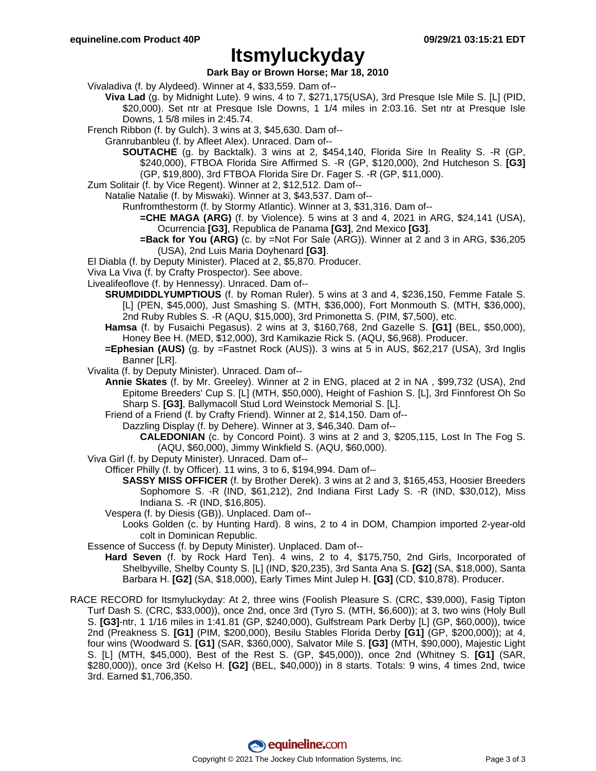# Itsmyluckyday

**Dark Bay or Brown Horse; Mar 18, 2010**

Vivaladiva (f. by Alydeed). Winner at 4, $33,559. Dam of--

- **Viva Lad** (g. by Midnight Lute). 9 wins, 4 to 7, $271,175(USA), 3rd Presque Isle Mile S. [L] (PID, $20,000). Set ntr at Presque Isle Downs, 1 1/4 miles in 2:03.16. Set ntr at Presque Isle Downs, 1 5/8 miles in 2:45.74.

French Ribbon (f. by Gulch). 3 wins at 3, $45,630. Dam of--

- Granrubanbleu (f. by Afleet Alex). Unraced. Dam of--
  - **SOUTACHE** (g. by Backtalk). 3 wins at 2, $454,140, Florida Sire In Reality S. -R (GP, $240,000), FTBOA Florida Sire Affirmed S. -R (GP, $120,000), 2nd Hutcheson S. **[G3]** (GP, $19,800), 3rd FTBOA Florida Sire Dr. Fager S. -R (GP, $11,000).

Zum Solitair (f. by Vice Regent). Winner at 2, $12,512. Dam of--

- Natalie Natalie (f. by Miswaki). Winner at 3, $43,537. Dam of--
  - Runfromthestorm (f. by Stormy Atlantic). Winner at 3, $31,316. Dam of--
    - **=CHE MAGA (ARG)** (f. by Violence). 5 wins at 3 and 4, 2021 in ARG, $24,141 (USA), Ocurrencia **[G3]**, Republica de Panama **[G3]**, 2nd Mexico **[G3]**.
    - **=Back for You (ARG)** (c. by =Not For Sale (ARG)). Winner at 2 and 3 in ARG, $36,205 (USA), 2nd Luis Maria Doyhenard **[G3]**.

El Diabla (f. by Deputy Minister). Placed at 2, $5,870. Producer.

Viva La Viva (f. by Crafty Prospector). See above.

Livealifeoflove (f. by Hennessy). Unraced. Dam of--

- **SRUMDIDDLYUMPTIOUS** (f. by Roman Ruler). 5 wins at 3 and 4, $236,150, Femme Fatale S. [L] (PEN, $45,000), Just Smashing S. (MTH, $36,000), Fort Monmouth S. (MTH, $36,000), 2nd Ruby Rubles S. -R (AQU, $15,000), 3rd Primonetta S. (PIM, $7,500), etc.
- **Hamsa** (f. by Fusaichi Pegasus). 2 wins at 3, $160,768, 2nd Gazelle S. **[G1]** (BEL, $50,000), Honey Bee H. (MED, $12,000), 3rd Kamikazie Rick S. (AQU, $6,968). Producer.
- **=Ephesian (AUS)** (g. by =Fastnet Rock (AUS)). 3 wins at 5 in AUS, $62,217 (USA), 3rd Inglis Banner [LR].

Vivalita (f. by Deputy Minister). Unraced. Dam of--

- **Annie Skates** (f. by Mr. Greeley). Winner at 2 in ENG, placed at 2 in NA , $99,732 (USA), 2nd Epitome Breeders' Cup S. [L] (MTH, $50,000), Height of Fashion S. [L], 3rd Finnforest Oh So Sharp S. **[G3]**, Ballymacoll Stud Lord Weinstock Memorial S. [L].
- Friend of a Friend (f. by Crafty Friend). Winner at 2, $14,150. Dam of--
  - Dazzling Display (f. by Dehere). Winner at 3, $46,340. Dam of--
    - **CALEDONIAN** (c. by Concord Point). 3 wins at 2 and 3, $205,115, Lost In The Fog S. (AQU, $60,000), Jimmy Winkfield S. (AQU, $60,000).

Viva Girl (f. by Deputy Minister). Unraced. Dam of--

- Officer Philly (f. by Officer). 11 wins, 3 to 6, $194,994. Dam of--
  - **SASSY MISS OFFICER** (f. by Brother Derek). 3 wins at 2 and 3, $165,453, Hoosier Breeders Sophomore S. -R (IND, $61,212), 2nd Indiana First Lady S. -R (IND, $30,012), Miss Indiana S. -R (IND, $16,805).
- Vespera (f. by Diesis (GB)). Unplaced. Dam of--
  - Looks Golden (c. by Hunting Hard). 8 wins, 2 to 4 in DOM, Champion imported 2-year-old colt in Dominican Republic.

Essence of Success (f. by Deputy Minister). Unplaced. Dam of--

- **Hard Seven** (f. by Rock Hard Ten). 4 wins, 2 to 4, $175,750, 2nd Girls, Incorporated of Shelbyville, Shelby County S. [L] (IND, $20,235), 3rd Santa Ana S. **[G2]** (SA, $18,000), Santa Barbara H. **[G2]** (SA, $18,000), Early Times Mint Julep H. **[G3]** (CD, $10,878). Producer.

RACE RECORD for Itsmyluckyday: At 2, three wins (Foolish Pleasure S. (CRC, $39,000), Fasig Tipton Turf Dash S. (CRC, $33,000)), once 2nd, once 3rd (Tyro S. (MTH, $6,600)); at 3, two wins (Holy Bull S. **[G3]**-ntr, 1 1/16 miles in 1:41.81 (GP, $240,000), Gulfstream Park Derby [L] (GP, $60,000)), twice 2nd (Preakness S. **[G1]** (PIM, $200,000), Besilu Stables Florida Derby **[G1]** (GP, $200,000)); at 4, four wins (Woodward S. **[G1]** (SAR, $360,000), Salvator Mile S. **[G3]** (MTH, $90,000), Majestic Light S. [L] (MTH, $45,000), Best of the Rest S. (GP, $45,000)), once 2nd (Whitney S. **[G1]** (SAR, $280,000)), once 3rd (Kelso H. **[G2]** (BEL, $40,000)) in 8 starts. Totals: 9 wins, 4 times 2nd, twice 3rd. Earned $1,706,350.